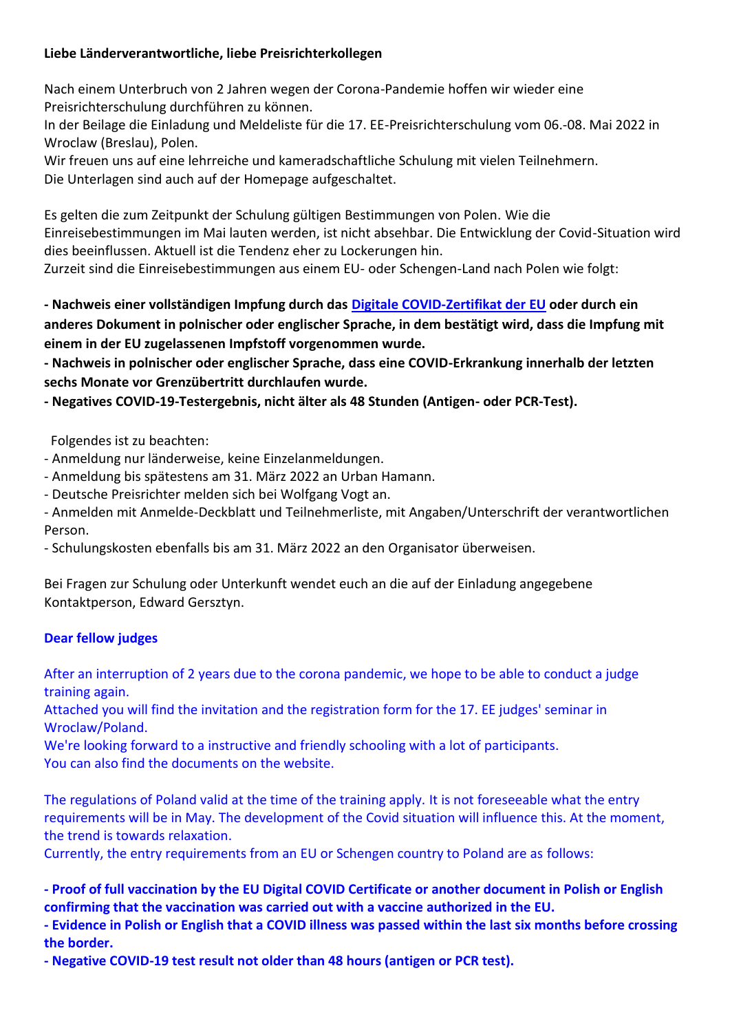**Liebe Länderverantwortliche, liebe Preisrichterkollegen**

Nach einem Unterbruch von 2 Jahren wegen der Corona-Pandemie hoffen wir wieder eine Preisrichterschulung durchführen zu können.
In der Beilage die Einladung und Meldeliste für die 17. EE-Preisrichterschulung vom 06.-08. Mai 2022 in Wroclaw (Breslau), Polen.
Wir freuen uns auf eine lehrreiche und kameradschaftliche Schulung mit vielen Teilnehmern.
Die Unterlagen sind auch auf der Homepage aufgeschaltet.

Es gelten die zum Zeitpunkt der Schulung gültigen Bestimmungen von Polen. Wie die Einreisebestimmungen im Mai lauten werden, ist nicht absehbar. Die Entwicklung der Covid-Situation wird dies beeinflussen. Aktuell ist die Tendenz eher zu Lockerungen hin.
Zurzeit sind die Einreisebestimmungen aus einem EU- oder Schengen-Land nach Polen wie folgt:

**- Nachweis einer vollständigen Impfung durch das Digitale COVID-Zertifikat der EU oder durch ein anderes Dokument in polnischer oder englischer Sprache, in dem bestätigt wird, dass die Impfung mit einem in der EU zugelassenen Impfstoff vorgenommen wurde.**
**- Nachweis in polnischer oder englischer Sprache, dass eine COVID-Erkrankung innerhalb der letzten sechs Monate vor Grenzübertritt durchlaufen wurde.**
**- Negatives COVID-19-Testergebnis, nicht älter als 48 Stunden (Antigen- oder PCR-Test).**

Folgendes ist zu beachten:
- Anmeldung nur länderweise, keine Einzelanmeldungen.
- Anmeldung bis spätestens am 31. März 2022 an Urban Hamann.
- Deutsche Preisrichter melden sich bei Wolfgang Vogt an.
- Anmelden mit Anmelde-Deckblatt und Teilnehmerliste, mit Angaben/Unterschrift der verantwortlichen Person.
- Schulungskosten ebenfalls bis am 31. März 2022 an den Organisator überweisen.

Bei Fragen zur Schulung oder Unterkunft wendet euch an die auf der Einladung angegebene Kontaktperson, Edward Gersztyn.

**Dear fellow judges**

After an interruption of 2 years due to the corona pandemic, we hope to be able to conduct a judge training again.
Attached you will find the invitation and the registration form for the 17. EE judges' seminar in Wroclaw/Poland.
We're looking forward to a instructive and friendly schooling with a lot of participants.
You can also find the documents on the website.

The regulations of Poland valid at the time of the training apply. It is not foreseeable what the entry requirements will be in May. The development of the Covid situation will influence this. At the moment, the trend is towards relaxation.
Currently, the entry requirements from an EU or Schengen country to Poland are as follows:

**- Proof of full vaccination by the EU Digital COVID Certificate or another document in Polish or English confirming that the vaccination was carried out with a vaccine authorized in the EU.**
**- Evidence in Polish or English that a COVID illness was passed within the last six months before crossing the border.**
**- Negative COVID-19 test result not older than 48 hours (antigen or PCR test).**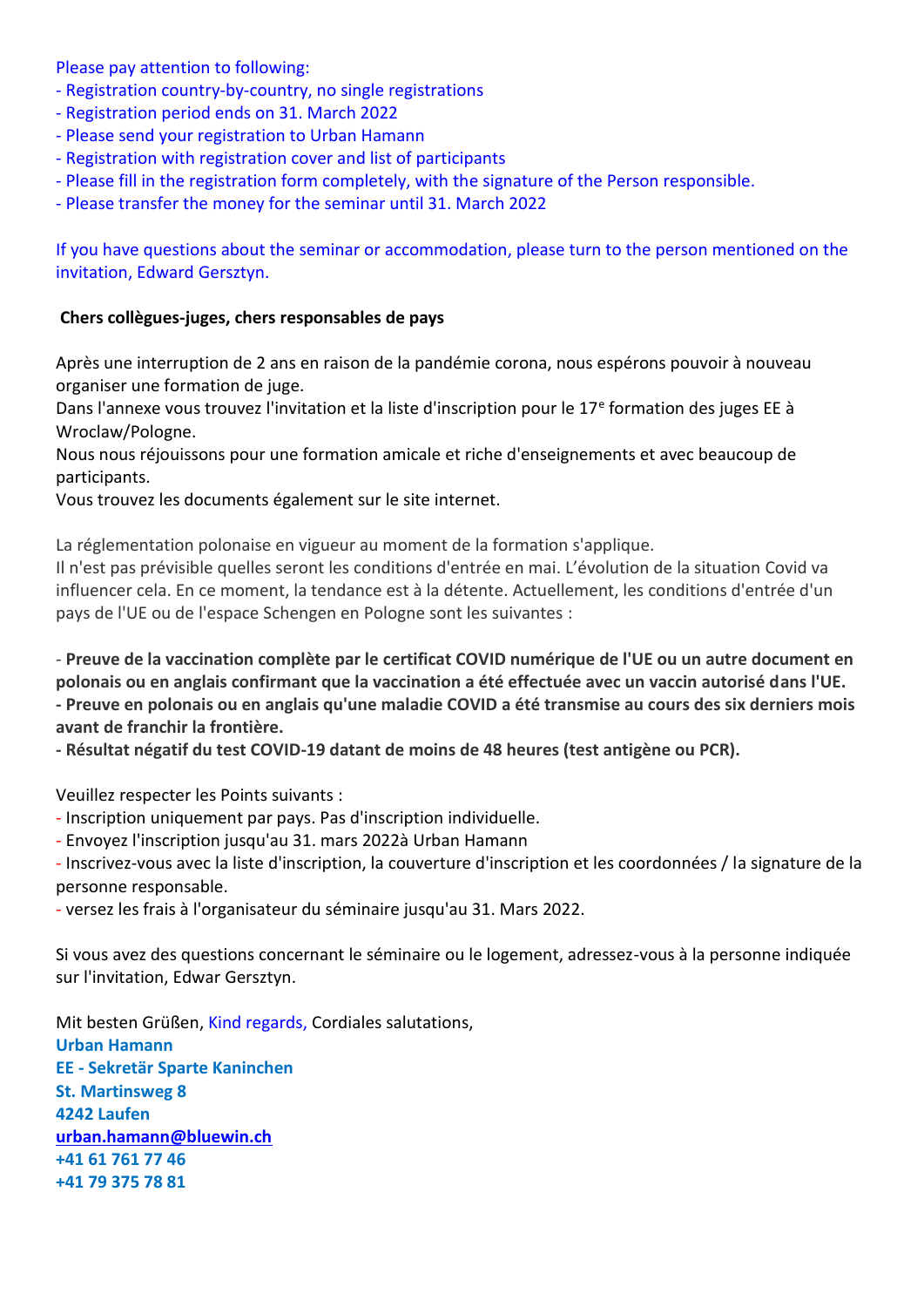Please pay attention to following:
- Registration country-by-country, no single registrations
- Registration period ends on 31. March 2022
- Please send your registration to Urban Hamann
- Registration with registration cover and list of participants
- Please fill in the registration form completely, with the signature of the Person responsible.
- Please transfer the money for the seminar until 31. March 2022

If you have questions about the seminar or accommodation, please turn to the person mentioned on the invitation, Edward Gersztyn.

**Chers collègues-juges, chers responsables de pays**

Après une interruption de 2 ans en raison de la pandémie corona, nous espérons pouvoir à nouveau organiser une formation de juge.
Dans l'annexe vous trouvez l'invitation et la liste d'inscription pour le 17e formation des juges EE à Wroclaw/Pologne.
Nous nous réjouissons pour une formation amicale et riche d'enseignements et avec beaucoup de participants.
Vous trouvez les documents également sur le site internet.

La réglementation polonaise en vigueur au moment de la formation s'applique.
Il n'est pas prévisible quelles seront les conditions d'entrée en mai. L'évolution de la situation Covid va influencer cela. En ce moment, la tendance est à la détente. Actuellement, les conditions d'entrée d'un pays de l'UE ou de l'espace Schengen en Pologne sont les suivantes :

- **Preuve de la vaccination complète par le certificat COVID numérique de l'UE ou un autre document en polonais ou en anglais confirmant que la vaccination a été effectuée avec un vaccin autorisé dans l'UE.**
- **Preuve en polonais ou en anglais qu'une maladie COVID a été transmise au cours des six derniers mois avant de franchir la frontière.**
- **Résultat négatif du test COVID-19 datant de moins de 48 heures (test antigène ou PCR).**

Veuillez respecter les Points suivants :
- Inscription uniquement par pays. Pas d'inscription individuelle.
- Envoyez l'inscription jusqu'au 31. mars 2022à Urban Hamann
- Inscrivez-vous avec la liste d'inscription, la couverture d'inscription et les coordonnées / la signature de la personne responsable.
- versez les frais à l'organisateur du séminaire jusqu'au 31. Mars 2022.

Si vous avez des questions concernant le séminaire ou le logement, adressez-vous à la personne indiquée sur l'invitation, Edwar Gersztyn.

Mit besten Grüßen, Kind regards, Cordiales salutations,
**Urban Hamann**
**EE - Sekretär Sparte Kaninchen**
**St. Martinsweg 8**
**4242 Laufen**
**urban.hamann@bluewin.ch**
**+41 61 761 77 46**
**+41 79 375 78 81**